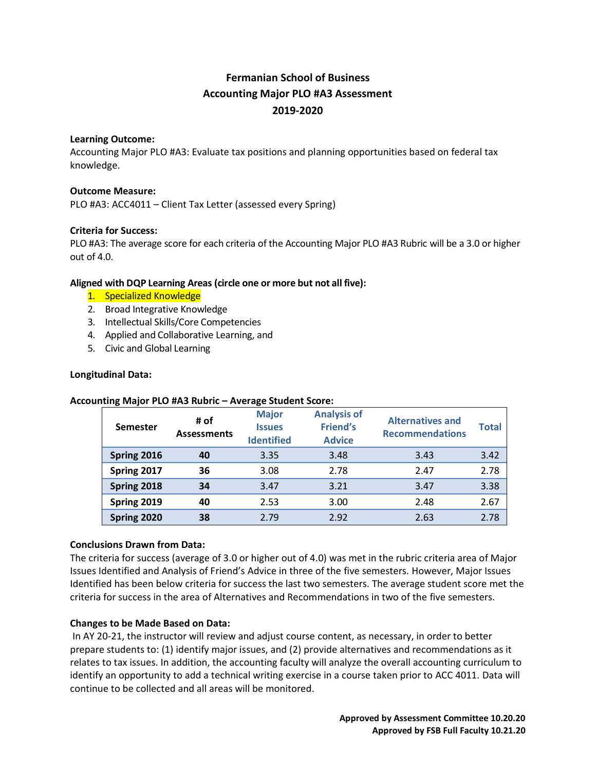# Fermanian School of Business
## Accounting Major PLO #A3 Assessment
## 2019-2020

**Learning Outcome:**
Accounting Major PLO #A3: Evaluate tax positions and planning opportunities based on federal tax knowledge.

**Outcome Measure:**
PLO #A3: ACC4011 – Client Tax Letter (assessed every Spring)

**Criteria for Success:**
PLO #A3: The average score for each criteria of the Accounting Major PLO #A3 Rubric will be a 3.0 or higher out of 4.0.

**Aligned with DQP Learning Areas (circle one or more but not all five):**

1. Specialized Knowledge
2. Broad Integrative Knowledge
3. Intellectual Skills/Core Competencies
4. Applied and Collaborative Learning, and
5. Civic and Global Learning

**Longitudinal Data:**

**Accounting Major PLO #A3 Rubric – Average Student Score:**

| Semester | # of Assessments | Major Issues Identified | Analysis of Friend's Advice | Alternatives and Recommendations | Total |
|---|---|---|---|---|---|
| **Spring 2016** | **40** | 3.35 | 3.48 | 3.43 | 3.42 |
| **Spring 2017** | **36** | 3.08 | 2.78 | 2.47 | 2.78 |
| **Spring 2018** | **34** | 3.47 | 3.21 | 3.47 | 3.38 |
| **Spring 2019** | **40** | 2.53 | 3.00 | 2.48 | 2.67 |
| **Spring 2020** | **38** | 2.79 | 2.92 | 2.63 | 2.78 |

**Conclusions Drawn from Data:**
The criteria for success (average of 3.0 or higher out of 4.0) was met in the rubric criteria area of Major Issues Identified and Analysis of Friend's Advice in three of the five semesters. However, Major Issues Identified has been below criteria for success the last two semesters. The average student score met the criteria for success in the area of Alternatives and Recommendations in two of the five semesters.

**Changes to be Made Based on Data:**
In AY 20-21, the instructor will review and adjust course content, as necessary, in order to better prepare students to: (1) identify major issues, and (2) provide alternatives and recommendations as it relates to tax issues. In addition, the accounting faculty will analyze the overall accounting curriculum to identify an opportunity to add a technical writing exercise in a course taken prior to ACC 4011. Data will continue to be collected and all areas will be monitored.

**Approved by Assessment Committee 10.20.20**
**Approved by FSB Full Faculty 10.21.20**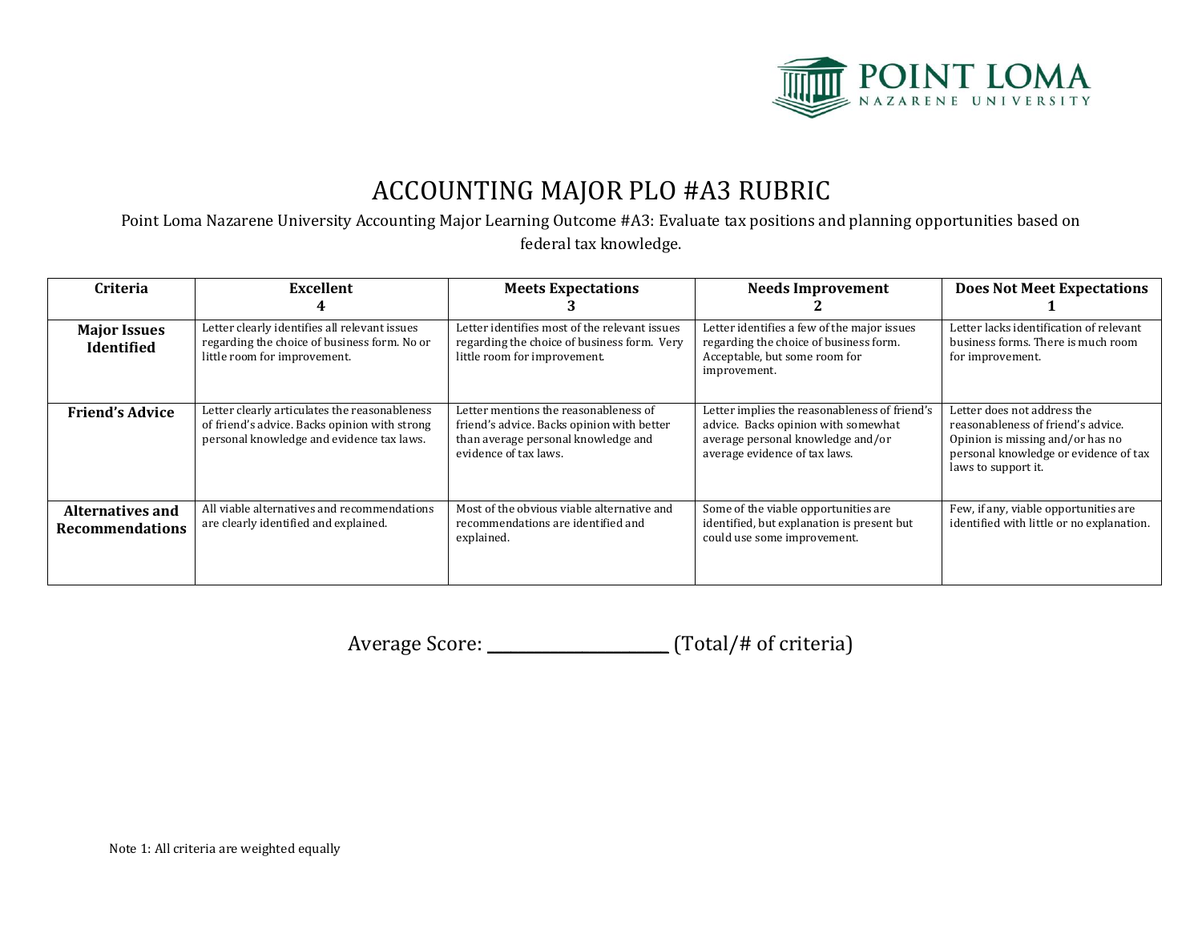# ACCOUNTING MAJOR PLO #A3 RUBRIC

Point Loma Nazarene University Accounting Major Learning Outcome #A3: Evaluate tax positions and planning opportunities based on federal tax knowledge.

| Criteria | Excellent 4 | Meets Expectations 3 | Needs Improvement 2 | Does Not Meet Expectations 1 |
|---|---|---|---|---|
| **Major Issues Identified** | Letter clearly identifies all relevant issues regarding the choice of business form. No or little room for improvement. | Letter identifies most of the relevant issues regarding the choice of business form. Very little room for improvement. | Letter identifies a few of the major issues regarding the choice of business form. Acceptable, but some room for improvement. | Letter lacks identification of relevant business forms. There is much room for improvement. |
| **Friend's Advice** | Letter clearly articulates the reasonableness of friend's advice. Backs opinion with strong personal knowledge and evidence tax laws. | Letter mentions the reasonableness of friend's advice. Backs opinion with better than average personal knowledge and evidence of tax laws. | Letter implies the reasonableness of friend's advice. Backs opinion with somewhat average personal knowledge and/or average evidence of tax laws. | Letter does not address the reasonableness of friend's advice. Opinion is missing and/or has no personal knowledge or evidence of tax laws to support it. |
| **Alternatives and Recommendations** | All viable alternatives and recommendations are clearly identified and explained. | Most of the obvious viable alternative and recommendations are identified and explained. | Some of the viable opportunities are identified, but explanation is present but could use some improvement. | Few, if any, viable opportunities are identified with little or no explanation. |

Average Score: ______________________ (Total/# of criteria)

Note 1: All criteria are weighted equally